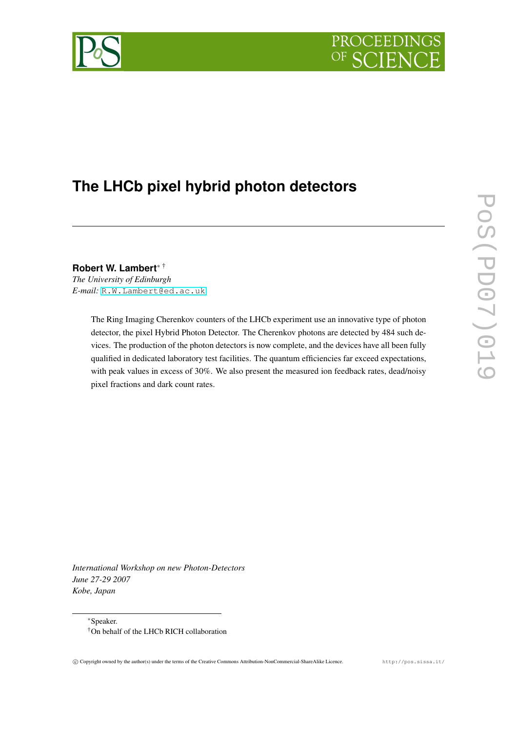# The LHCb pixel hybrid photon detectors

**Robert W. Lambert**[*] [†]

*The University of Edinburgh*

*E-mail:* R.W.Lambert@ed.ac.uk

The Ring Imaging Cherenkov counters of the LHCb experiment use an innovative type of photon detector, the pixel Hybrid Photon Detector. The Cherenkov photons are detected by 484 such devices. The production of the photon detectors is now complete, and the devices have all been fully qualified in dedicated laboratory test facilities. The quantum efficiencies far exceed expectations, with peak values in excess of 30%. We also present the measured ion feedback rates, dead/noisy pixel fractions and dark count rates.

*International Workshop on new Photon-Detectors*
*June 27-29 2007*
*Kobe, Japan*

[*] Speaker.

[†] On behalf of the LHCb RICH collaboration

© Copyright owned by the author(s) under the terms of the Creative Commons Attribution-NonCommercial-ShareAlike Licence. http://pos.sissa.it/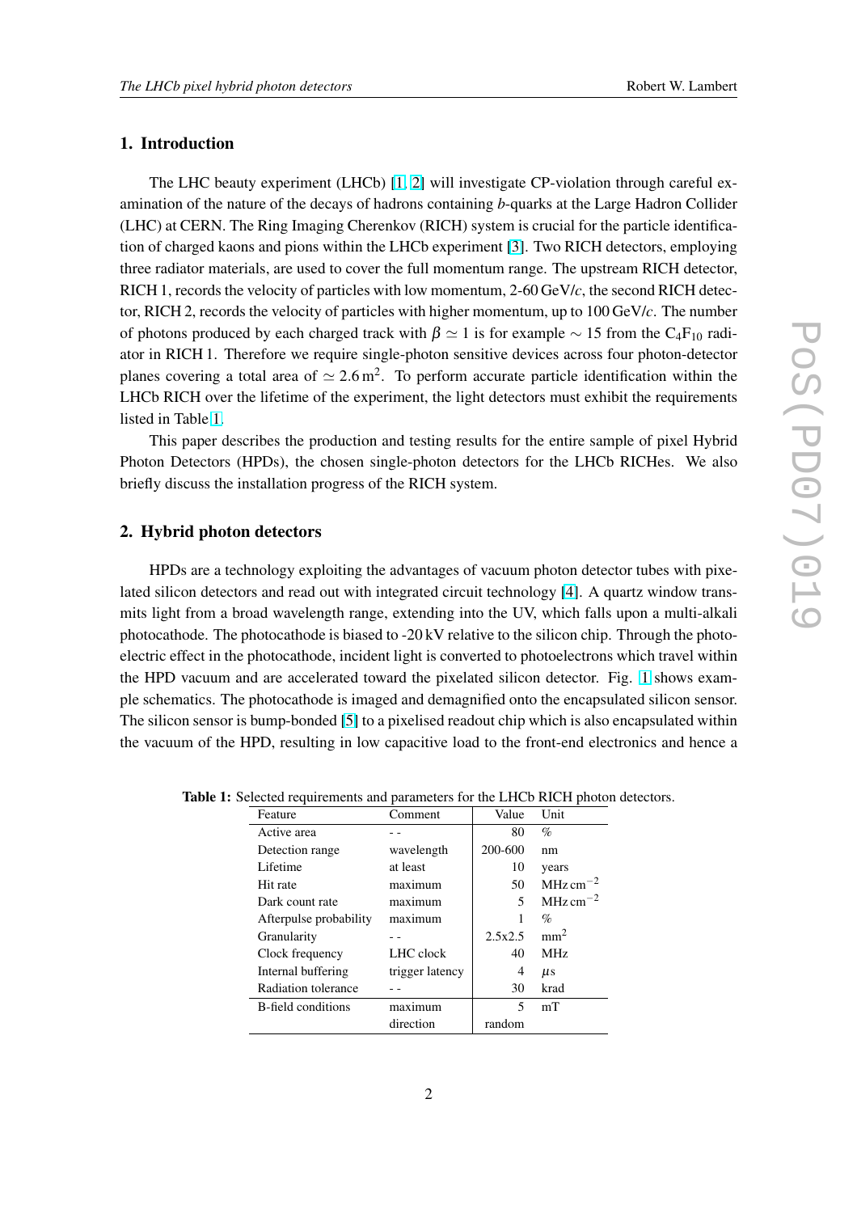## 1. Introduction

The LHC beauty experiment (LHCb) [1, 2] will investigate CP-violation through careful examination of the nature of the decays of hadrons containing *b*-quarks at the Large Hadron Collider (LHC) at CERN. The Ring Imaging Cherenkov (RICH) system is crucial for the particle identification of charged kaons and pions within the LHCb experiment [3]. Two RICH detectors, employing three radiator materials, are used to cover the full momentum range. The upstream RICH detector, RICH 1, records the velocity of particles with low momentum, 2-60 GeV/*c*, the second RICH detector, RICH 2, records the velocity of particles with higher momentum, up to 100 GeV/*c*. The number of photons produced by each charged track with $\beta \simeq 1$ is for example $\sim 15$ from the $C_4F_{10}$ radiator in RICH 1. Therefore we require single-photon sensitive devices across four photon-detector planes covering a total area of $\simeq 2.6\,\mathrm{m}^2$. To perform accurate particle identification within the LHCb RICH over the lifetime of the experiment, the light detectors must exhibit the requirements listed in Table 1.

This paper describes the production and testing results for the entire sample of pixel Hybrid Photon Detectors (HPDs), the chosen single-photon detectors for the LHCb RICHes. We also briefly discuss the installation progress of the RICH system.

## 2. Hybrid photon detectors

HPDs are a technology exploiting the advantages of vacuum photon detector tubes with pixelated silicon detectors and read out with integrated circuit technology [4]. A quartz window transmits light from a broad wavelength range, extending into the UV, which falls upon a multi-alkali photocathode. The photocathode is biased to -20 kV relative to the silicon chip. Through the photoelectric effect in the photocathode, incident light is converted to photoelectrons which travel within the HPD vacuum and are accelerated toward the pixelated silicon detector. Fig. 1 shows example schematics. The photocathode is imaged and demagnified onto the encapsulated silicon sensor. The silicon sensor is bump-bonded [5] to a pixelised readout chip which is also encapsulated within the vacuum of the HPD, resulting in low capacitive load to the front-end electronics and hence a

**Table 1:** Selected requirements and parameters for the LHCb RICH photon detectors.

| Feature | Comment | Value | Unit |
|---|---|---|---|
| Active area | - - | 80 | % |
| Detection range | wavelength | 200-600 | nm |
| Lifetime | at least | 10 | years |
| Hit rate | maximum | 50 | $\mathrm{MHz\,cm^{-2}}$ |
| Dark count rate | maximum | 5 | $\mathrm{MHz\,cm^{-2}}$ |
| Afterpulse probability | maximum | 1 | % |
| Granularity | - - | 2.5x2.5 | $\mathrm{mm}^2$ |
| Clock frequency | LHC clock | 40 | MHz |
| Internal buffering | trigger latency | 4 | $\mu$s |
| Radiation tolerance | - - | 30 | krad |
| B-field conditions | maximum | 5 | mT |
| | direction | random | |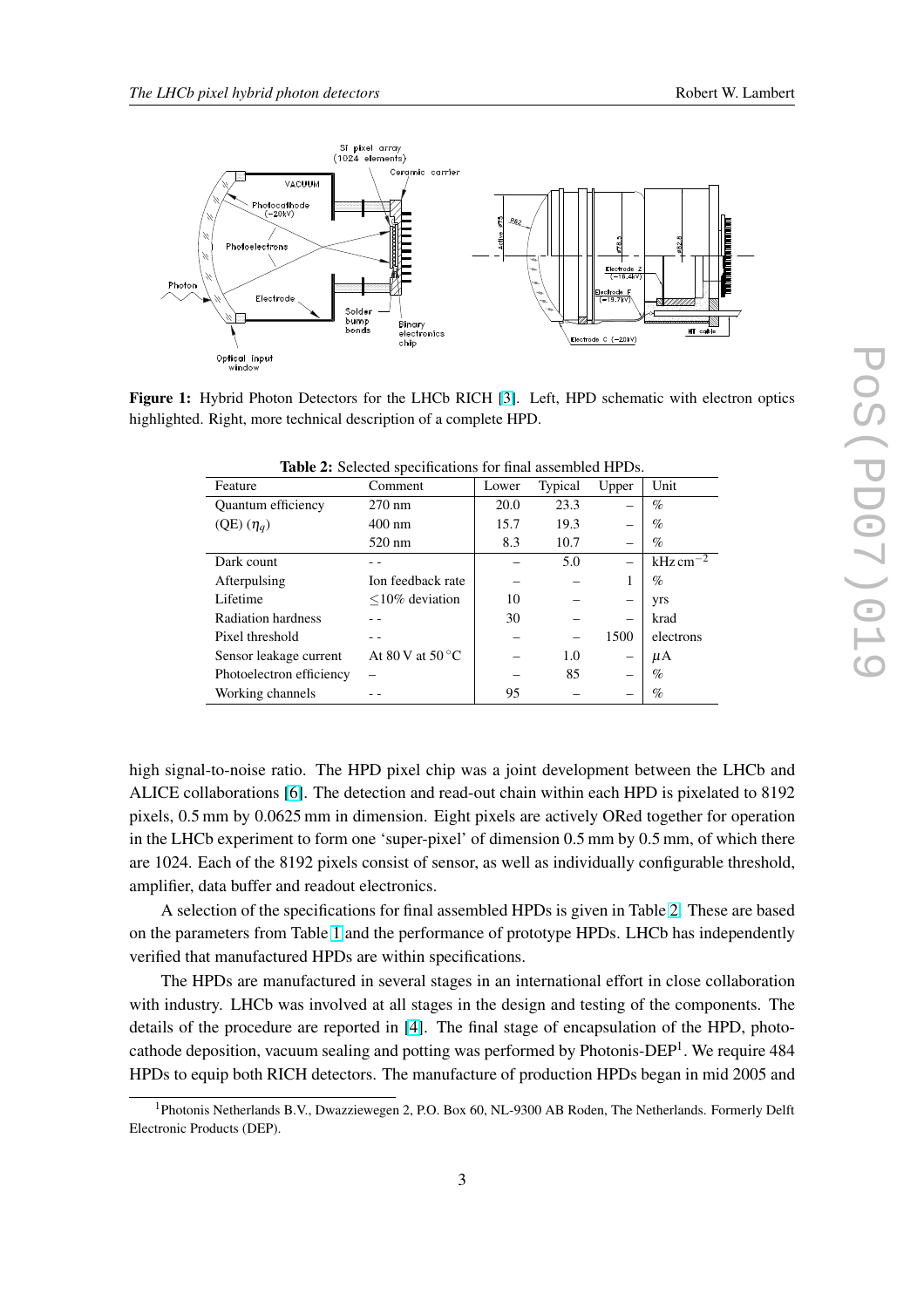**Figure 1:** Hybrid Photon Detectors for the LHCb RICH [3]. Left, HPD schematic with electron optics highlighted. Right, more technical description of a complete HPD.

**Table 2:** Selected specifications for final assembled HPDs.

| Feature | Comment | Lower | Typical | Upper | Unit |
|---|---|---|---|---|---|
| Quantum efficiency | 270 nm | 20.0 | 23.3 | – | % |
| (QE) ($\eta_q$) | 400 nm | 15.7 | 19.3 | – | % |
| | 520 nm | 8.3 | 10.7 | – | % |
| Dark count | - - | – | 5.0 | – | kHz cm$^{-2}$ |
| Afterpulsing | Ion feedback rate | – | – | 1 | % |
| Lifetime | $\leq$10% deviation | 10 | – | – | yrs |
| Radiation hardness | - - | 30 | – | – | krad |
| Pixel threshold | - - | – | – | 1500 | electrons |
| Sensor leakage current | At 80 V at 50 °C | – | 1.0 | – | $\mu$A |
| Photoelectron efficiency | – | – | 85 | – | % |
| Working channels | - - | 95 | – | – | % |

high signal-to-noise ratio. The HPD pixel chip was a joint development between the LHCb and ALICE collaborations [6]. The detection and read-out chain within each HPD is pixelated to 8192 pixels, 0.5 mm by 0.0625 mm in dimension. Eight pixels are actively ORed together for operation in the LHCb experiment to form one 'super-pixel' of dimension 0.5 mm by 0.5 mm, of which there are 1024. Each of the 8192 pixels consist of sensor, as well as individually configurable threshold, amplifier, data buffer and readout electronics.

A selection of the specifications for final assembled HPDs is given in Table 2. These are based on the parameters from Table 1 and the performance of prototype HPDs. LHCb has independently verified that manufactured HPDs are within specifications.

The HPDs are manufactured in several stages in an international effort in close collaboration with industry. LHCb was involved at all stages in the design and testing of the components. The details of the procedure are reported in [4]. The final stage of encapsulation of the HPD, photocathode deposition, vacuum sealing and potting was performed by Photonis-DEP[1]. We require 484 HPDs to equip both RICH detectors. The manufacture of production HPDs began in mid 2005 and

[1] Photonis Netherlands B.V., Dwazziewegen 2, P.O. Box 60, NL-9300 AB Roden, The Netherlands. Formerly Delft Electronic Products (DEP).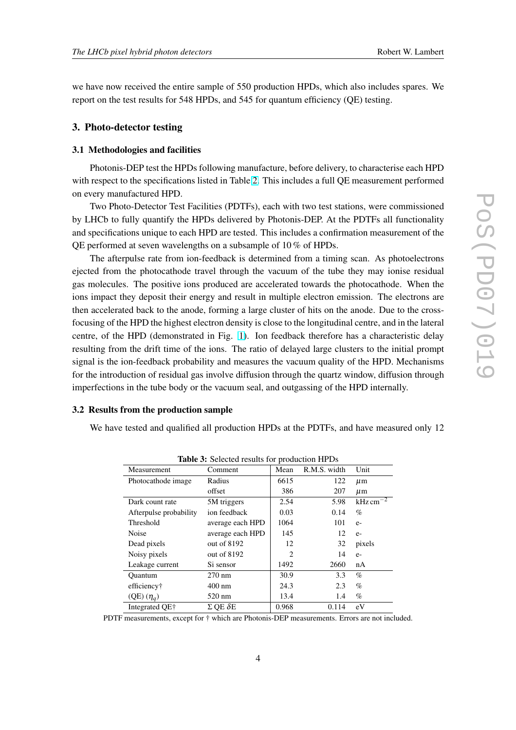we have now received the entire sample of 550 production HPDs, which also includes spares. We report on the test results for 548 HPDs, and 545 for quantum efficiency (QE) testing.

## 3. Photo-detector testing

### 3.1 Methodologies and facilities

Photonis-DEP test the HPDs following manufacture, before delivery, to characterise each HPD with respect to the specifications listed in Table 2. This includes a full QE measurement performed on every manufactured HPD.

Two Photo-Detector Test Facilities (PDTFs), each with two test stations, were commissioned by LHCb to fully quantify the HPDs delivered by Photonis-DEP. At the PDTFs all functionality and specifications unique to each HPD are tested. This includes a confirmation measurement of the QE performed at seven wavelengths on a subsample of 10 % of HPDs.

The afterpulse rate from ion-feedback is determined from a timing scan. As photoelectrons ejected from the photocathode travel through the vacuum of the tube they may ionise residual gas molecules. The positive ions produced are accelerated towards the photocathode. When the ions impact they deposit their energy and result in multiple electron emission. The electrons are then accelerated back to the anode, forming a large cluster of hits on the anode. Due to the cross-focusing of the HPD the highest electron density is close to the longitudinal centre, and in the lateral centre, of the HPD (demonstrated in Fig. 1). Ion feedback therefore has a characteristic delay resulting from the drift time of the ions. The ratio of delayed large clusters to the initial prompt signal is the ion-feedback probability and measures the vacuum quality of the HPD. Mechanisms for the introduction of residual gas involve diffusion through the quartz window, diffusion through imperfections in the tube body or the vacuum seal, and outgassing of the HPD internally.

### 3.2 Results from the production sample

We have tested and qualified all production HPDs at the PDTFs, and have measured only 12

**Table 3:** Selected results for production HPDs

| Measurement | Comment | Mean | R.M.S. width | Unit |
|---|---|---|---|---|
| Photocathode image | Radius | 6615 | 122 | $\mu$m |
| | offset | 386 | 207 | $\mu$m |
| Dark count rate | 5M triggers | 2.54 | 5.98 | kHz cm$^{-2}$ |
| Afterpulse probability | ion feedback | 0.03 | 0.14 | % |
| Threshold | average each HPD | 1064 | 101 | e- |
| Noise | average each HPD | 145 | 12 | e- |
| Dead pixels | out of 8192 | 12 | 32 | pixels |
| Noisy pixels | out of 8192 | 2 | 14 | e- |
| Leakage current | Si sensor | 1492 | 2660 | nA |
| Quantum | 270 nm | 30.9 | 3.3 | % |
| efficiency† | 400 nm | 24.3 | 2.3 | % |
| (QE) ($\eta_q$) | 520 nm | 13.4 | 1.4 | % |
| Integrated QE† | $\Sigma$ QE $\delta$E | 0.968 | 0.114 | eV |

PDTF measurements, except for † which are Photonis-DEP measurements. Errors are not included.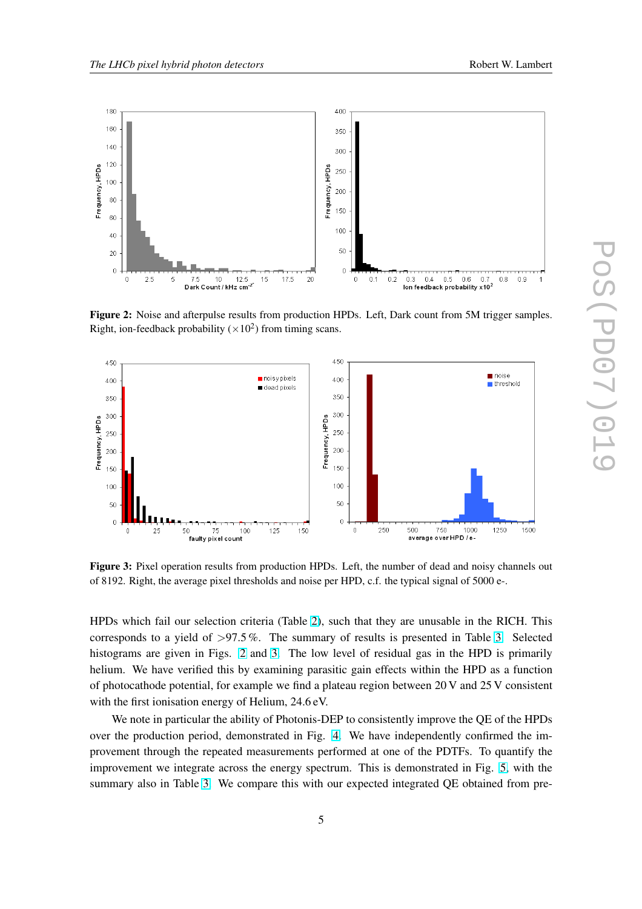**Figure 2:** Noise and afterpulse results from production HPDs. Left, Dark count from 5M trigger samples. Right, ion-feedback probability ($\times 10^2$) from timing scans.

**Figure 3:** Pixel operation results from production HPDs. Left, the number of dead and noisy channels out of 8192. Right, the average pixel thresholds and noise per HPD, c.f. the typical signal of 5000 e-.

HPDs which fail our selection criteria (Table 2), such that they are unusable in the RICH. This corresponds to a yield of $>97.5\,\%$. The summary of results is presented in Table 3. Selected histograms are given in Figs. 2 and 3. The low level of residual gas in the HPD is primarily helium. We have verified this by examining parasitic gain effects within the HPD as a function of photocathode potential, for example we find a plateau region between 20 V and 25 V consistent with the first ionisation energy of Helium, 24.6 eV.

We note in particular the ability of Photonis-DEP to consistently improve the QE of the HPDs over the production period, demonstrated in Fig. 4. We have independently confirmed the improvement through the repeated measurements performed at one of the PDTFs. To quantify the improvement we integrate across the energy spectrum. This is demonstrated in Fig. 5, with the summary also in Table 3. We compare this with our expected integrated QE obtained from pre-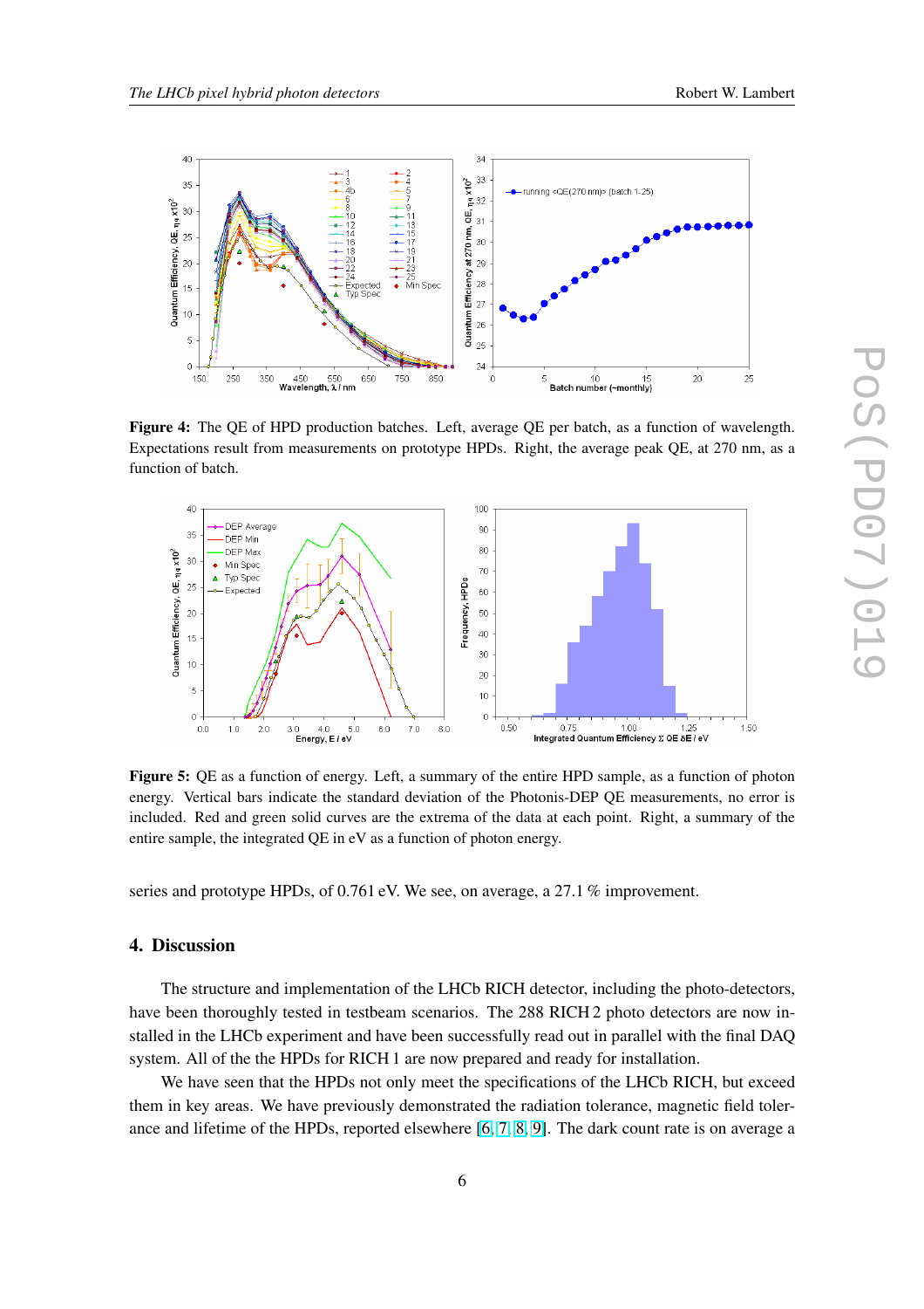**Figure 4:** The QE of HPD production batches. Left, average QE per batch, as a function of wavelength. Expectations result from measurements on prototype HPDs. Right, the average peak QE, at 270 nm, as a function of batch.

**Figure 5:** QE as a function of energy. Left, a summary of the entire HPD sample, as a function of photon energy. Vertical bars indicate the standard deviation of the Photonis-DEP QE measurements, no error is included. Red and green solid curves are the extrema of the data at each point. Right, a summary of the entire sample, the integrated QE in eV as a function of photon energy.

series and prototype HPDs, of 0.761 eV. We see, on average, a 27.1 % improvement.

## 4. Discussion

The structure and implementation of the LHCb RICH detector, including the photo-detectors, have been thoroughly tested in testbeam scenarios. The 288 RICH 2 photo detectors are now installed in the LHCb experiment and have been successfully read out in parallel with the final DAQ system. All of the the HPDs for RICH 1 are now prepared and ready for installation.

We have seen that the HPDs not only meet the specifications of the LHCb RICH, but exceed them in key areas. We have previously demonstrated the radiation tolerance, magnetic field tolerance and lifetime of the HPDs, reported elsewhere [6, 7, 8, 9]. The dark count rate is on average a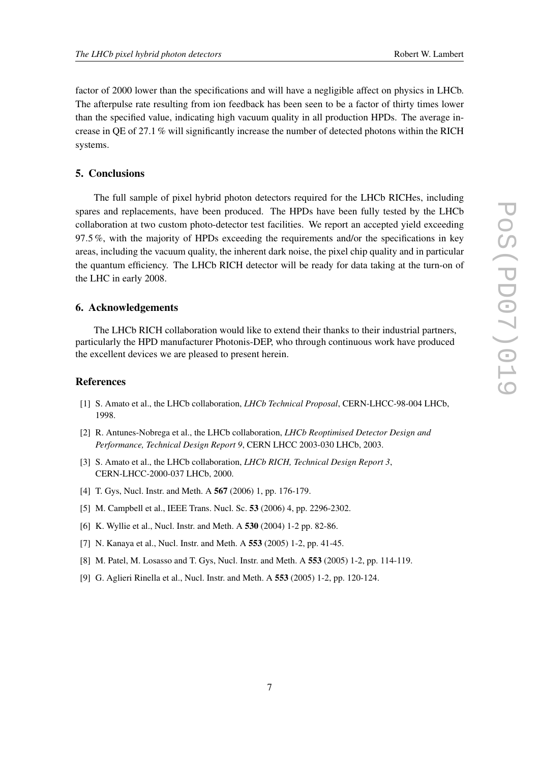factor of 2000 lower than the specifications and will have a negligible affect on physics in LHCb. The afterpulse rate resulting from ion feedback has been seen to be a factor of thirty times lower than the specified value, indicating high vacuum quality in all production HPDs. The average increase in QE of 27.1 % will significantly increase the number of detected photons within the RICH systems.

## 5. Conclusions

The full sample of pixel hybrid photon detectors required for the LHCb RICHes, including spares and replacements, have been produced. The HPDs have been fully tested by the LHCb collaboration at two custom photo-detector test facilities. We report an accepted yield exceeding 97.5 %, with the majority of HPDs exceeding the requirements and/or the specifications in key areas, including the vacuum quality, the inherent dark noise, the pixel chip quality and in particular the quantum efficiency. The LHCb RICH detector will be ready for data taking at the turn-on of the LHC in early 2008.

## 6. Acknowledgements

The LHCb RICH collaboration would like to extend their thanks to their industrial partners, particularly the HPD manufacturer Photonis-DEP, who through continuous work have produced the excellent devices we are pleased to present herein.

## References

[1] S. Amato et al., the LHCb collaboration, *LHCb Technical Proposal*, CERN-LHCC-98-004 LHCb, 1998.

[2] R. Antunes-Nobrega et al., the LHCb collaboration, *LHCb Reoptimised Detector Design and Performance, Technical Design Report 9*, CERN LHCC 2003-030 LHCb, 2003.

[3] S. Amato et al., the LHCb collaboration, *LHCb RICH, Technical Design Report 3*, CERN-LHCC-2000-037 LHCb, 2000.

[4] T. Gys, Nucl. Instr. and Meth. A **567** (2006) 1, pp. 176-179.

[5] M. Campbell et al., IEEE Trans. Nucl. Sc. **53** (2006) 4, pp. 2296-2302.

[6] K. Wyllie et al., Nucl. Instr. and Meth. A **530** (2004) 1-2 pp. 82-86.

[7] N. Kanaya et al., Nucl. Instr. and Meth. A **553** (2005) 1-2, pp. 41-45.

[8] M. Patel, M. Losasso and T. Gys, Nucl. Instr. and Meth. A **553** (2005) 1-2, pp. 114-119.

[9] G. Aglieri Rinella et al., Nucl. Instr. and Meth. A **553** (2005) 1-2, pp. 120-124.